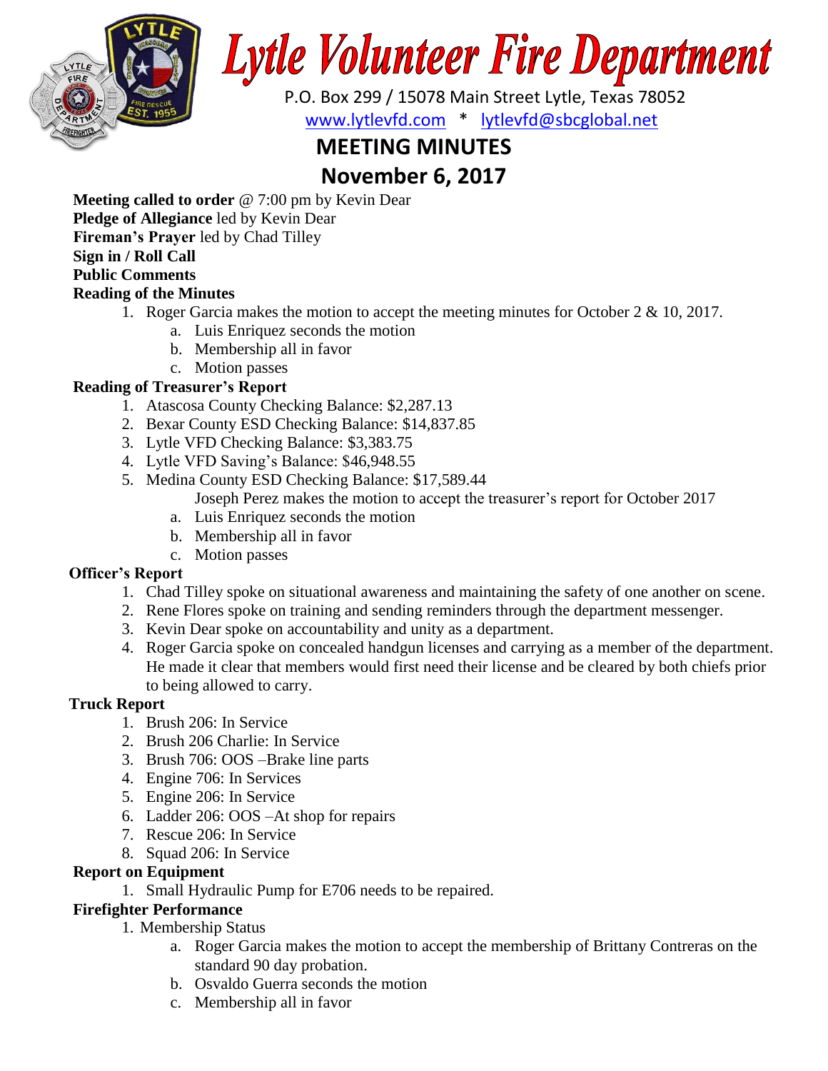# Lytle Volunteer Fire Department

P.O. Box 299 / 15078 Main Street Lytle, Texas 78052

www.lytlevfd.com * lytlevfd@sbcglobal.net

## MEETING MINUTES

## November 6, 2017

**Meeting called to order** @ 7:00 pm by Kevin Dear

**Pledge of Allegiance** led by Kevin Dear

**Fireman's Prayer** led by Chad Tilley

**Sign in / Roll Call**

**Public Comments**

**Reading of the Minutes**

1. Roger Garcia makes the motion to accept the meeting minutes for October 2 & 10, 2017.
    a. Luis Enriquez seconds the motion
    b. Membership all in favor
    c. Motion passes

**Reading of Treasurer's Report**

1. Atascosa County Checking Balance: $2,287.13
2. Bexar County ESD Checking Balance: $14,837.85
3. Lytle VFD Checking Balance: $3,383.75
4. Lytle VFD Saving's Balance: $46,948.55
5. Medina County ESD Checking Balance: $17,589.44

    Joseph Perez makes the motion to accept the treasurer's report for October 2017
    a. Luis Enriquez seconds the motion
    b. Membership all in favor
    c. Motion passes

**Officer's Report**

1. Chad Tilley spoke on situational awareness and maintaining the safety of one another on scene.
2. Rene Flores spoke on training and sending reminders through the department messenger.
3. Kevin Dear spoke on accountability and unity as a department.
4. Roger Garcia spoke on concealed handgun licenses and carrying as a member of the department. He made it clear that members would first need their license and be cleared by both chiefs prior to being allowed to carry.

**Truck Report**

1. Brush 206: In Service
2. Brush 206 Charlie: In Service
3. Brush 706: OOS –Brake line parts
4. Engine 706: In Services
5. Engine 206: In Service
6. Ladder 206: OOS –At shop for repairs
7. Rescue 206: In Service
8. Squad 206: In Service

**Report on Equipment**

1. Small Hydraulic Pump for E706 needs to be repaired.

**Firefighter Performance**

1. Membership Status
    a. Roger Garcia makes the motion to accept the membership of Brittany Contreras on the standard 90 day probation.
    b. Osvaldo Guerra seconds the motion
    c. Membership all in favor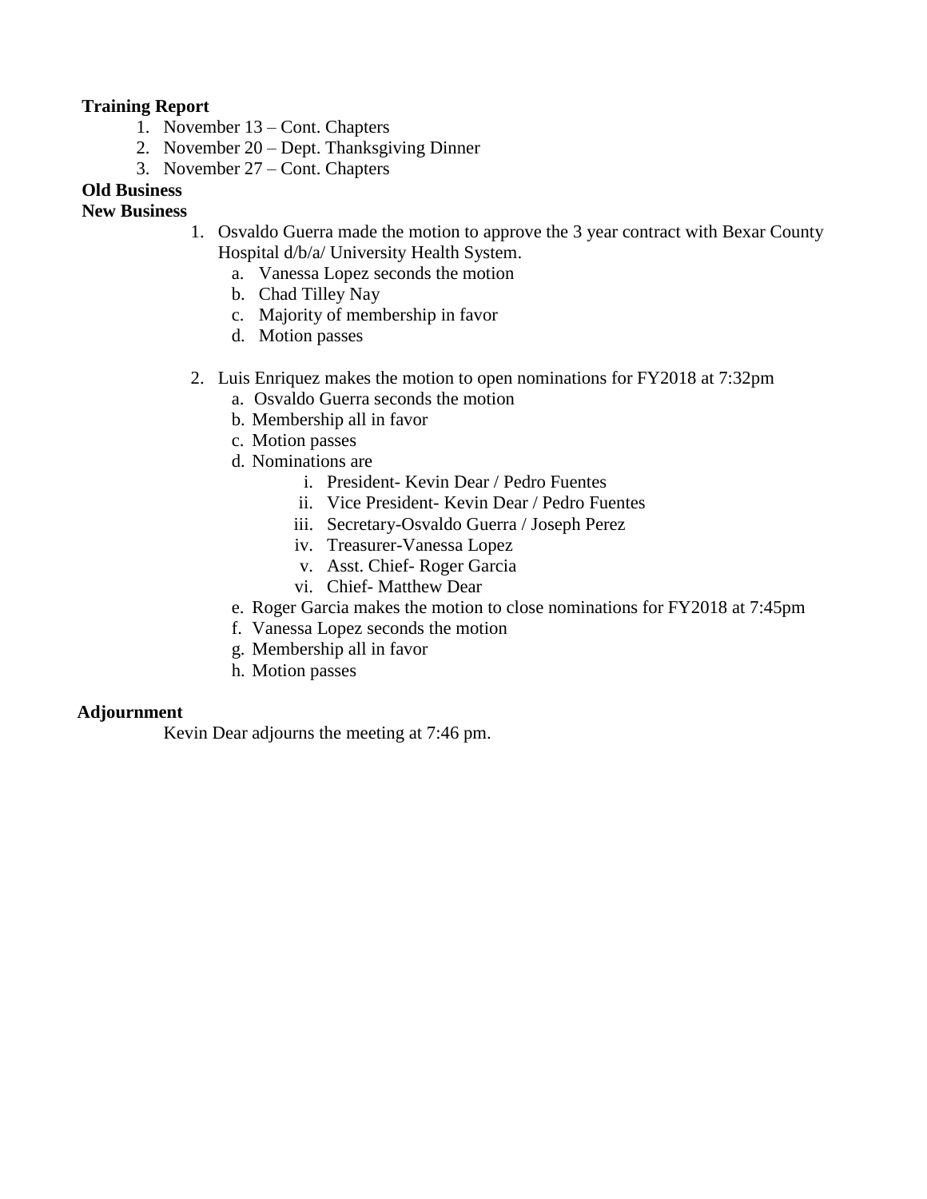**Training Report**

1. November 13 – Cont. Chapters
2. November 20 – Dept. Thanksgiving Dinner
3. November 27 – Cont. Chapters

**Old Business**

**New Business**

1. Osvaldo Guerra made the motion to approve the 3 year contract with Bexar County Hospital d/b/a/ University Health System.
   a. Vanessa Lopez seconds the motion
   b. Chad Tilley Nay
   c. Majority of membership in favor
   d. Motion passes

2. Luis Enriquez makes the motion to open nominations for FY2018 at 7:32pm
   a. Osvaldo Guerra seconds the motion
   b. Membership all in favor
   c. Motion passes
   d. Nominations are
      i. President- Kevin Dear / Pedro Fuentes
      ii. Vice President- Kevin Dear / Pedro Fuentes
      iii. Secretary-Osvaldo Guerra / Joseph Perez
      iv. Treasurer-Vanessa Lopez
      v. Asst. Chief- Roger Garcia
      vi. Chief- Matthew Dear
   e. Roger Garcia makes the motion to close nominations for FY2018 at 7:45pm
   f. Vanessa Lopez seconds the motion
   g. Membership all in favor
   h. Motion passes

**Adjournment**

Kevin Dear adjourns the meeting at 7:46 pm.